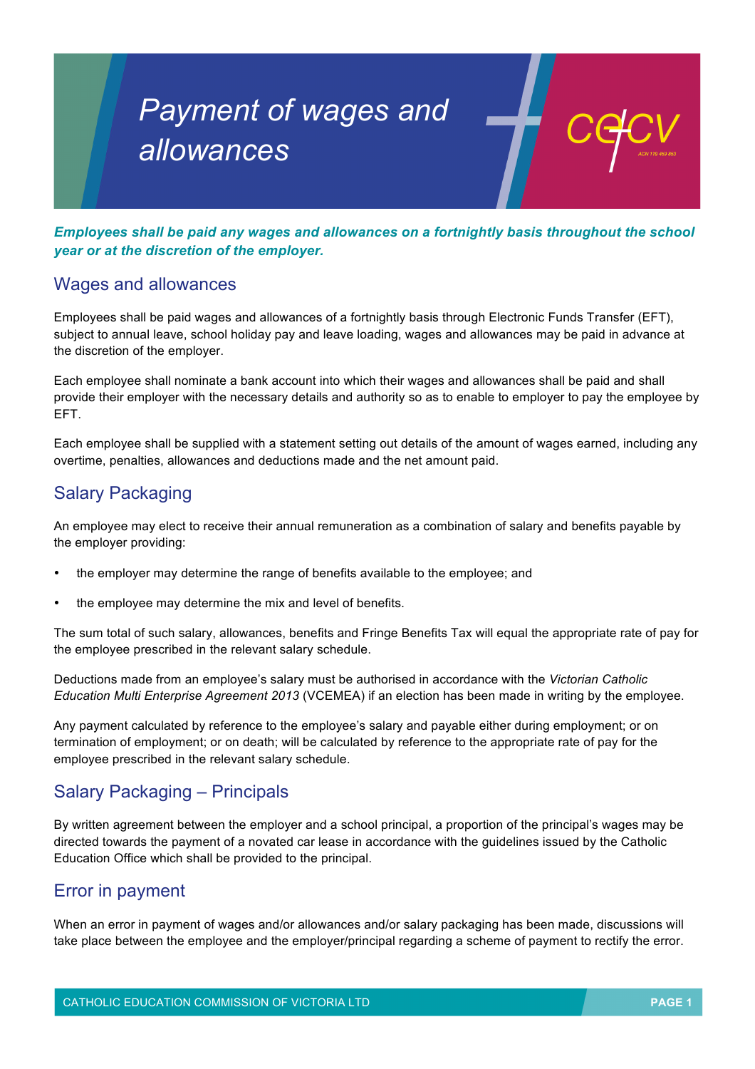# Payment of wages and allowances

***Employees shall be paid any wages and allowances on a fortnightly basis throughout the school year or at the discretion of the employer.***

## Wages and allowances

Employees shall be paid wages and allowances of a fortnightly basis through Electronic Funds Transfer (EFT), subject to annual leave, school holiday pay and leave loading, wages and allowances may be paid in advance at the discretion of the employer.

Each employee shall nominate a bank account into which their wages and allowances shall be paid and shall provide their employer with the necessary details and authority so as to enable to employer to pay the employee by EFT.

Each employee shall be supplied with a statement setting out details of the amount of wages earned, including any overtime, penalties, allowances and deductions made and the net amount paid.

## Salary Packaging

An employee may elect to receive their annual remuneration as a combination of salary and benefits payable by the employer providing:

- the employer may determine the range of benefits available to the employee; and
- the employee may determine the mix and level of benefits.

The sum total of such salary, allowances, benefits and Fringe Benefits Tax will equal the appropriate rate of pay for the employee prescribed in the relevant salary schedule.

Deductions made from an employee's salary must be authorised in accordance with the *Victorian Catholic Education Multi Enterprise Agreement 2013* (VCEMEA) if an election has been made in writing by the employee.

Any payment calculated by reference to the employee's salary and payable either during employment; or on termination of employment; or on death; will be calculated by reference to the appropriate rate of pay for the employee prescribed in the relevant salary schedule.

## Salary Packaging – Principals

By written agreement between the employer and a school principal, a proportion of the principal's wages may be directed towards the payment of a novated car lease in accordance with the guidelines issued by the Catholic Education Office which shall be provided to the principal.

## Error in payment

When an error in payment of wages and/or allowances and/or salary packaging has been made, discussions will take place between the employee and the employer/principal regarding a scheme of payment to rectify the error.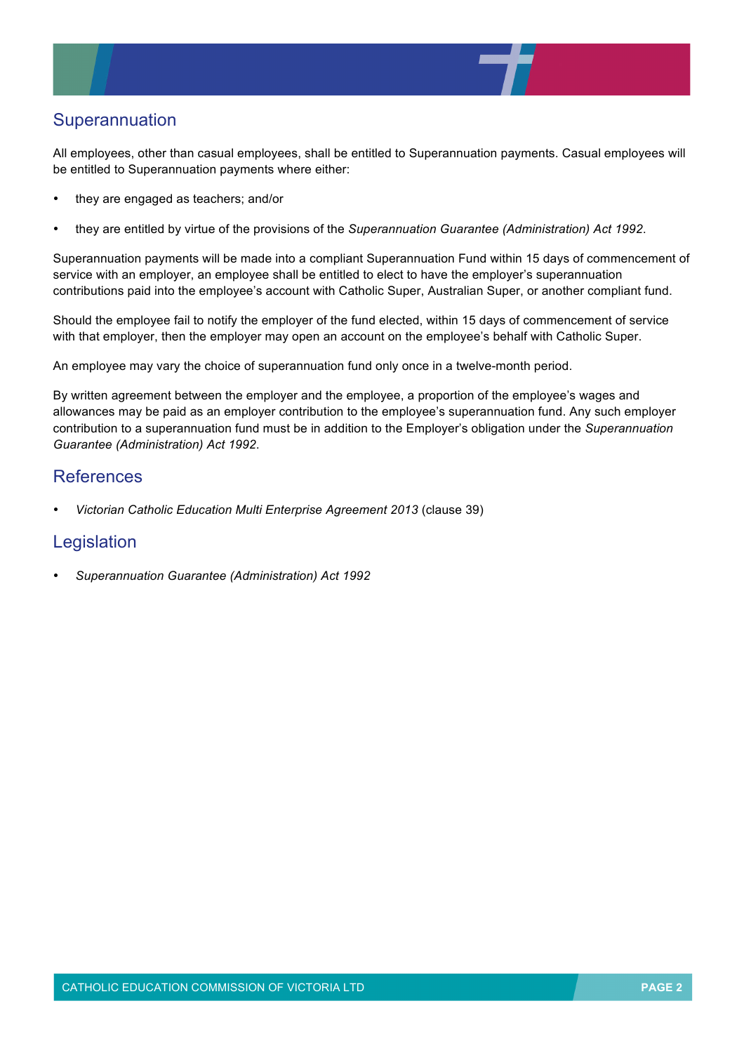## Superannuation

All employees, other than casual employees, shall be entitled to Superannuation payments. Casual employees will be entitled to Superannuation payments where either:

- they are engaged as teachers; and/or
- they are entitled by virtue of the provisions of the *Superannuation Guarantee (Administration) Act 1992*.

Superannuation payments will be made into a compliant Superannuation Fund within 15 days of commencement of service with an employer, an employee shall be entitled to elect to have the employer's superannuation contributions paid into the employee's account with Catholic Super, Australian Super, or another compliant fund.

Should the employee fail to notify the employer of the fund elected, within 15 days of commencement of service with that employer, then the employer may open an account on the employee's behalf with Catholic Super.

An employee may vary the choice of superannuation fund only once in a twelve-month period.

By written agreement between the employer and the employee, a proportion of the employee's wages and allowances may be paid as an employer contribution to the employee's superannuation fund. Any such employer contribution to a superannuation fund must be in addition to the Employer's obligation under the *Superannuation Guarantee (Administration) Act 1992*.

## References

- *Victorian Catholic Education Multi Enterprise Agreement 2013* (clause 39)

## Legislation

- *Superannuation Guarantee (Administration) Act 1992*